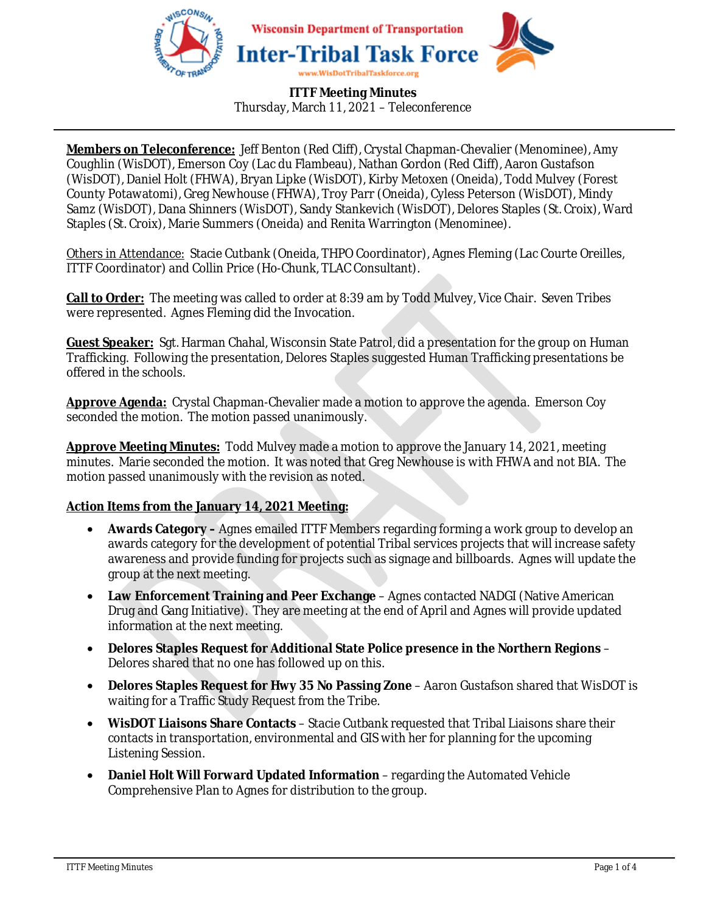Wisconsin Department of Transportation

# Inter-Tribal Task Force

www.WisDotTribalTaskforce.org

**ITTF Meeting Minutes**
Thursday, March 11, 2021 – Teleconference

**Members on Teleconference:** Jeff Benton (Red Cliff), Crystal Chapman-Chevalier (Menominee), Amy Coughlin (WisDOT), Emerson Coy (Lac du Flambeau), Nathan Gordon (Red Cliff), Aaron Gustafson (WisDOT), Daniel Holt (FHWA), Bryan Lipke (WisDOT), Kirby Metoxen (Oneida), Todd Mulvey (Forest County Potawatomi), Greg Newhouse (FHWA), Troy Parr (Oneida), Cyless Peterson (WisDOT), Mindy Samz (WisDOT), Dana Shinners (WisDOT), Sandy Stankevich (WisDOT), Delores Staples (St. Croix), Ward Staples (St. Croix), Marie Summers (Oneida) and Renita Warrington (Menominee).

Others in Attendance: Stacie Cutbank (Oneida, THPO Coordinator), Agnes Fleming (Lac Courte Oreilles, ITTF Coordinator) and Collin Price (Ho-Chunk, TLAC Consultant).

**Call to Order:** The meeting was called to order at 8:39 am by Todd Mulvey, Vice Chair. Seven Tribes were represented. Agnes Fleming did the Invocation.

**Guest Speaker:** Sgt. Harman Chahal, Wisconsin State Patrol, did a presentation for the group on Human Trafficking. Following the presentation, Delores Staples suggested Human Trafficking presentations be offered in the schools.

**Approve Agenda:** Crystal Chapman-Chevalier made a motion to approve the agenda. Emerson Coy seconded the motion. The motion passed unanimously.

**Approve Meeting Minutes:** Todd Mulvey made a motion to approve the January 14, 2021, meeting minutes. Marie seconded the motion. It was noted that Greg Newhouse is with FHWA and not BIA. The motion passed unanimously with the revision as noted.

**Action Items from the January 14, 2021 Meeting:**

- **Awards Category –** Agnes emailed ITTF Members regarding forming a work group to develop an awards category for the development of potential Tribal services projects that will increase safety awareness and provide funding for projects such as signage and billboards. Agnes will update the group at the next meeting.
- **Law Enforcement Training and Peer Exchange** – Agnes contacted NADGI (Native American Drug and Gang Initiative). They are meeting at the end of April and Agnes will provide updated information at the next meeting.
- **Delores Staples Request for Additional State Police presence in the Northern Regions** – Delores shared that no one has followed up on this.
- **Delores Staples Request for Hwy 35 No Passing Zone** – Aaron Gustafson shared that WisDOT is waiting for a Traffic Study Request from the Tribe.
- **WisDOT Liaisons Share Contacts** – Stacie Cutbank requested that Tribal Liaisons share their contacts in transportation, environmental and GIS with her for planning for the upcoming Listening Session.
- **Daniel Holt Will Forward Updated Information** – regarding the Automated Vehicle Comprehensive Plan to Agnes for distribution to the group.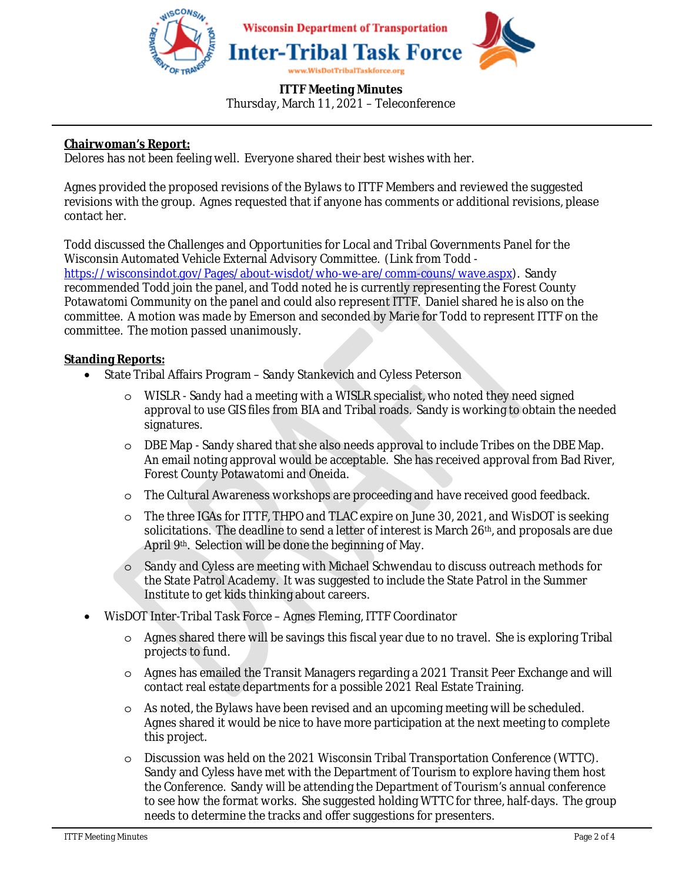**ITTF Meeting Minutes**
Thursday, March 11, 2021 – Teleconference

**Chairwoman's Report:**
Delores has not been feeling well. Everyone shared their best wishes with her.

Agnes provided the proposed revisions of the Bylaws to ITTF Members and reviewed the suggested revisions with the group. Agnes requested that if anyone has comments or additional revisions, please contact her.

Todd discussed the Challenges and Opportunities for Local and Tribal Governments Panel for the Wisconsin Automated Vehicle External Advisory Committee. (Link from Todd - https://wisconsindot.gov/Pages/about-wisdot/who-we-are/comm-couns/wave.aspx). Sandy recommended Todd join the panel, and Todd noted he is currently representing the Forest County Potawatomi Community on the panel and could also represent ITTF. Daniel shared he is also on the committee. A motion was made by Emerson and seconded by Marie for Todd to represent ITTF on the committee. The motion passed unanimously.

**Standing Reports:**

- State Tribal Affairs Program – Sandy Stankevich and Cyless Peterson
  - WISLR - Sandy had a meeting with a WISLR specialist, who noted they need signed approval to use GIS files from BIA and Tribal roads. Sandy is working to obtain the needed signatures.
  - DBE Map - Sandy shared that she also needs approval to include Tribes on the DBE Map. An email noting approval would be acceptable. She has received approval from Bad River, Forest County Potawatomi and Oneida.
  - The Cultural Awareness workshops are proceeding and have received good feedback.
  - The three IGAs for ITTF, THPO and TLAC expire on June 30, 2021, and WisDOT is seeking solicitations. The deadline to send a letter of interest is March 26th, and proposals are due April 9th. Selection will be done the beginning of May.
  - Sandy and Cyless are meeting with Michael Schwendau to discuss outreach methods for the State Patrol Academy. It was suggested to include the State Patrol in the Summer Institute to get kids thinking about careers.
- WisDOT Inter-Tribal Task Force – Agnes Fleming, ITTF Coordinator
  - Agnes shared there will be savings this fiscal year due to no travel. She is exploring Tribal projects to fund.
  - Agnes has emailed the Transit Managers regarding a 2021 Transit Peer Exchange and will contact real estate departments for a possible 2021 Real Estate Training.
  - As noted, the Bylaws have been revised and an upcoming meeting will be scheduled. Agnes shared it would be nice to have more participation at the next meeting to complete this project.
  - Discussion was held on the 2021 Wisconsin Tribal Transportation Conference (WTTC). Sandy and Cyless have met with the Department of Tourism to explore having them host the Conference. Sandy will be attending the Department of Tourism's annual conference to see how the format works. She suggested holding WTTC for three, half-days. The group needs to determine the tracks and offer suggestions for presenters.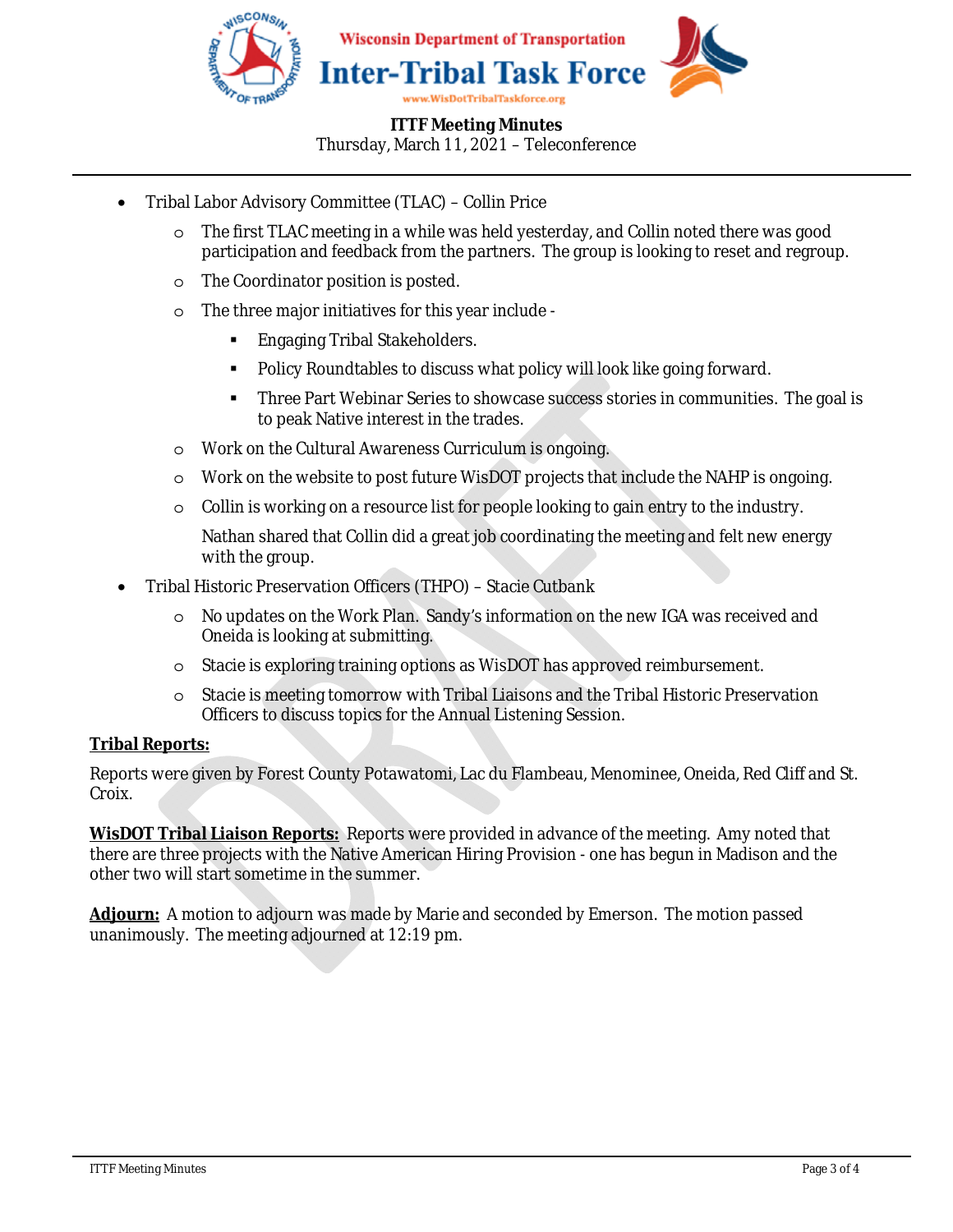- Tribal Labor Advisory Committee (TLAC) – Collin Price
    - The first TLAC meeting in a while was held yesterday, and Collin noted there was good participation and feedback from the partners. The group is looking to reset and regroup.
    - The Coordinator position is posted.
    - The three major initiatives for this year include -
        - Engaging Tribal Stakeholders.
        - Policy Roundtables to discuss what policy will look like going forward.
        - Three Part Webinar Series to showcase success stories in communities. The goal is to peak Native interest in the trades.
    - Work on the Cultural Awareness Curriculum is ongoing.
    - Work on the website to post future WisDOT projects that include the NAHP is ongoing.
    - Collin is working on a resource list for people looking to gain entry to the industry.

      Nathan shared that Collin did a great job coordinating the meeting and felt new energy with the group.
- Tribal Historic Preservation Officers (THPO) – Stacie Cutbank
    - No updates on the Work Plan. Sandy's information on the new IGA was received and Oneida is looking at submitting.
    - Stacie is exploring training options as WisDOT has approved reimbursement.
    - Stacie is meeting tomorrow with Tribal Liaisons and the Tribal Historic Preservation Officers to discuss topics for the Annual Listening Session.

**Tribal Reports:**

Reports were given by Forest County Potawatomi, Lac du Flambeau, Menominee, Oneida, Red Cliff and St. Croix.

**WisDOT Tribal Liaison Reports:** Reports were provided in advance of the meeting. Amy noted that there are three projects with the Native American Hiring Provision - one has begun in Madison and the other two will start sometime in the summer.

**Adjourn:** A motion to adjourn was made by Marie and seconded by Emerson. The motion passed unanimously. The meeting adjourned at 12:19 pm.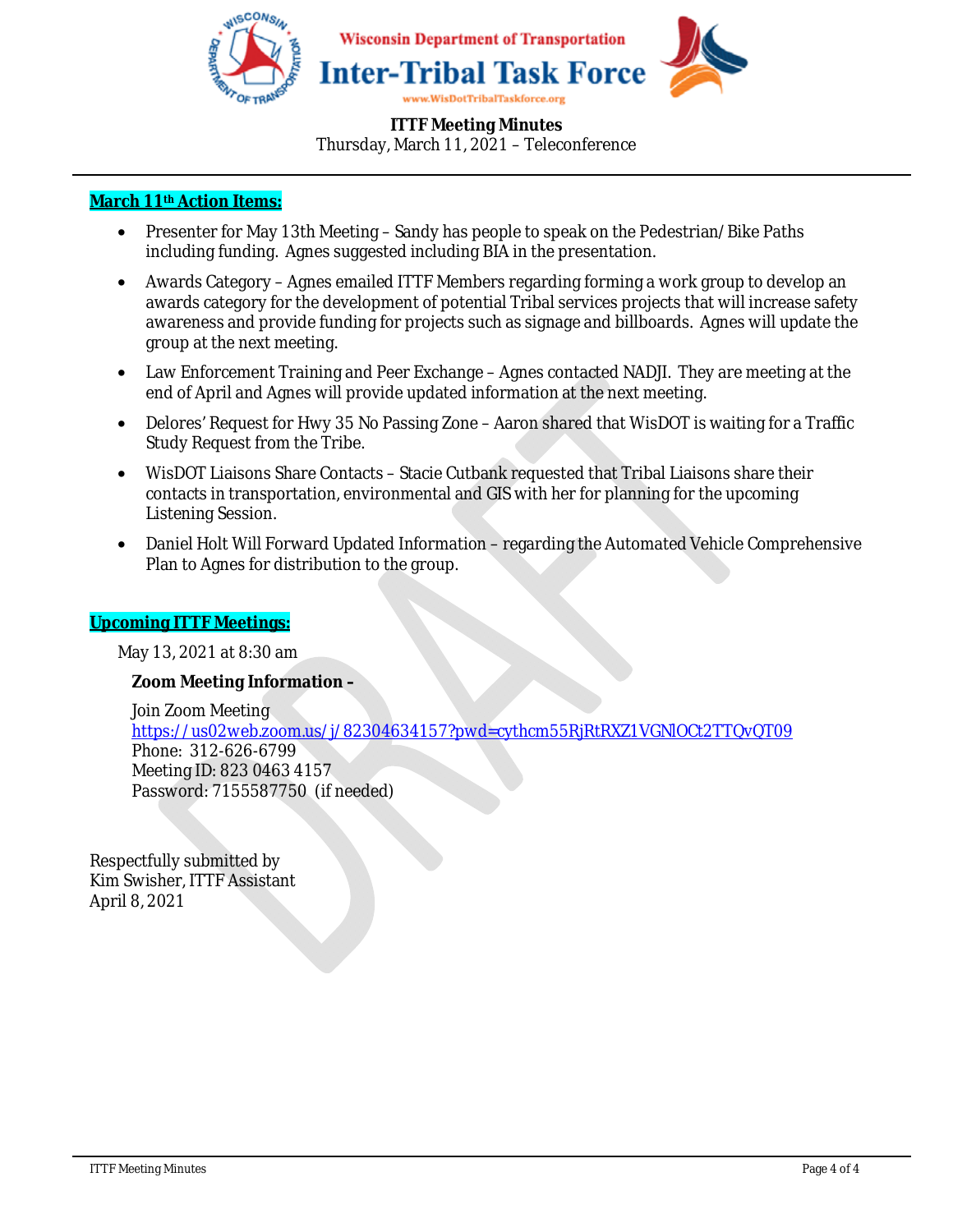**ITTF Meeting Minutes**
Thursday, March 11, 2021 – Teleconference

## March 11th Action Items:

- Presenter for May 13th Meeting – Sandy has people to speak on the Pedestrian/Bike Paths including funding. Agnes suggested including BIA in the presentation.
- Awards Category – Agnes emailed ITTF Members regarding forming a work group to develop an awards category for the development of potential Tribal services projects that will increase safety awareness and provide funding for projects such as signage and billboards. Agnes will update the group at the next meeting.
- Law Enforcement Training and Peer Exchange – Agnes contacted NADJI. They are meeting at the end of April and Agnes will provide updated information at the next meeting.
- Delores' Request for Hwy 35 No Passing Zone – Aaron shared that WisDOT is waiting for a Traffic Study Request from the Tribe.
- WisDOT Liaisons Share Contacts – Stacie Cutbank requested that Tribal Liaisons share their contacts in transportation, environmental and GIS with her for planning for the upcoming Listening Session.
- Daniel Holt Will Forward Updated Information – regarding the Automated Vehicle Comprehensive Plan to Agnes for distribution to the group.

## Upcoming ITTF Meetings:

May 13, 2021 at 8:30 am

**Zoom Meeting Information –**

Join Zoom Meeting
https://us02web.zoom.us/j/82304634157?pwd=cythcm55RjRtRXZ1VGNlOCt2TTQvQT09
Phone: 312-626-6799
Meeting ID: 823 0463 4157
Password: 7155587750 (if needed)

Respectfully submitted by
Kim Swisher, ITTF Assistant
April 8, 2021